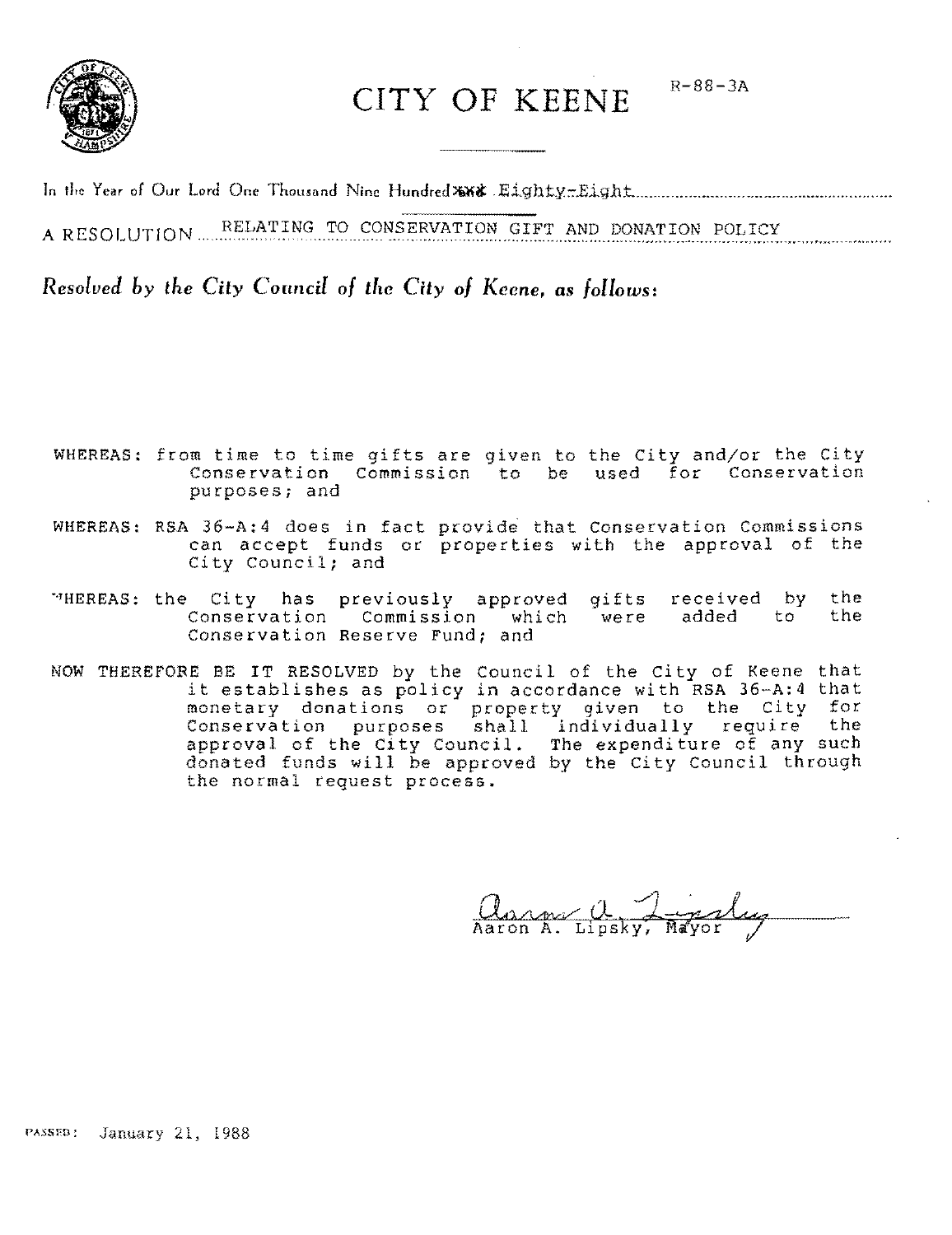# CITY OF KEENE

R-88-3A

In the Year of Our Lord One Thousand Nine Hundred ~~and~~ Eighty-Eight

A RESOLUTION RELATING TO CONSERVATION GIFT AND DONATION POLICY

*Resolved by the City Council of the City of Keene, as follows:*

WHEREAS: from time to time gifts are given to the City and/or the City Conservation Commission to be used for Conservation purposes; and

WHEREAS: RSA 36-A:4 does in fact provide that Conservation Commissions can accept funds or properties with the approval of the City Council; and

WHEREAS: the City has previously approved gifts received by the Conservation Commission which were added to the Conservation Reserve Fund; and

NOW THEREFORE BE IT RESOLVED by the Council of the City of Keene that it establishes as policy in accordance with RSA 36-A:4 that monetary donations or property given to the City for Conservation purposes shall individually require the approval of the City Council. The expenditure of any such donated funds will be approved by the City Council through the normal request process.

Aaron A. Lipsky, Mayor

PASSED: January 21, 1988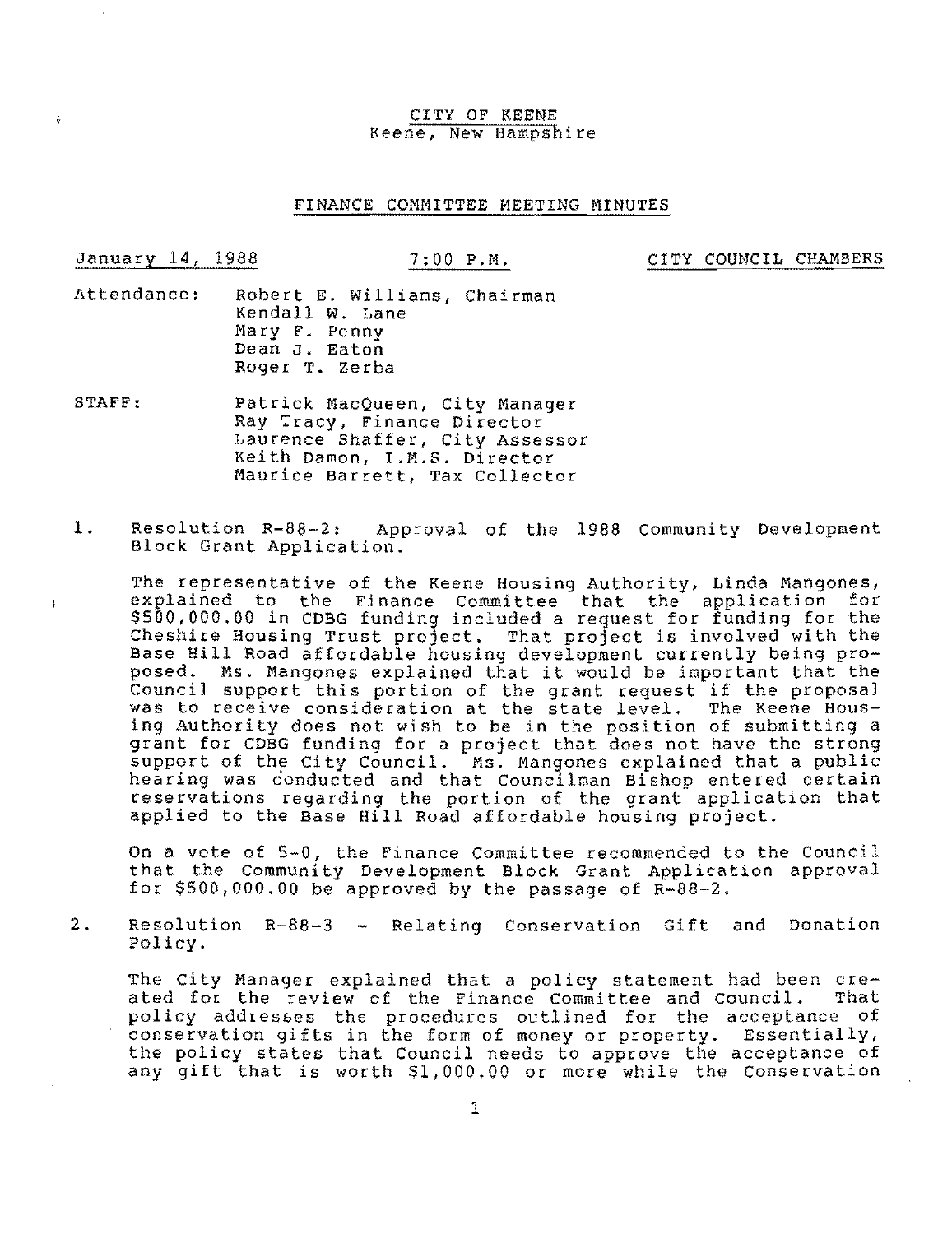CITY OF KEENE
Keene, New Hampshire

FINANCE COMMITTEE MEETING MINUTES

January 14, 1988 7:00 P.M. CITY COUNCIL CHAMBERS

Attendance: Robert E. Williams, Chairman
Kendall W. Lane
Mary F. Penny
Dean J. Eaton
Roger T. Zerba

STAFF: Patrick MacQueen, City Manager
Ray Tracy, Finance Director
Laurence Shaffer, City Assessor
Keith Damon, I.M.S. Director
Maurice Barrett, Tax Collector

1. Resolution R-88-2: Approval of the 1988 Community Development Block Grant Application.

   The representative of the Keene Housing Authority, Linda Mangones, explained to the Finance Committee that the application for $500,000.00 in CDBG funding included a request for funding for the Cheshire Housing Trust project. That project is involved with the Base Hill Road affordable housing development currently being proposed. Ms. Mangones explained that it would be important that the Council support this portion of the grant request if the proposal was to receive consideration at the state level. The Keene Housing Authority does not wish to be in the position of submitting a grant for CDBG funding for a project that does not have the strong support of the City Council. Ms. Mangones explained that a public hearing was conducted and that Councilman Bishop entered certain reservations regarding the portion of the grant application that applied to the Base Hill Road affordable housing project.

   On a vote of 5-0, the Finance Committee recommended to the Council that the Community Development Block Grant Application approval for $500,000.00 be approved by the passage of R-88-2.

2. Resolution R-88-3 - Relating Conservation Gift and Donation Policy.

   The City Manager explained that a policy statement had been created for the review of the Finance Committee and Council. That policy addresses the procedures outlined for the acceptance of conservation gifts in the form of money or property. Essentially, the policy states that Council needs to approve the acceptance of any gift that is worth $1,000.00 or more while the Conservation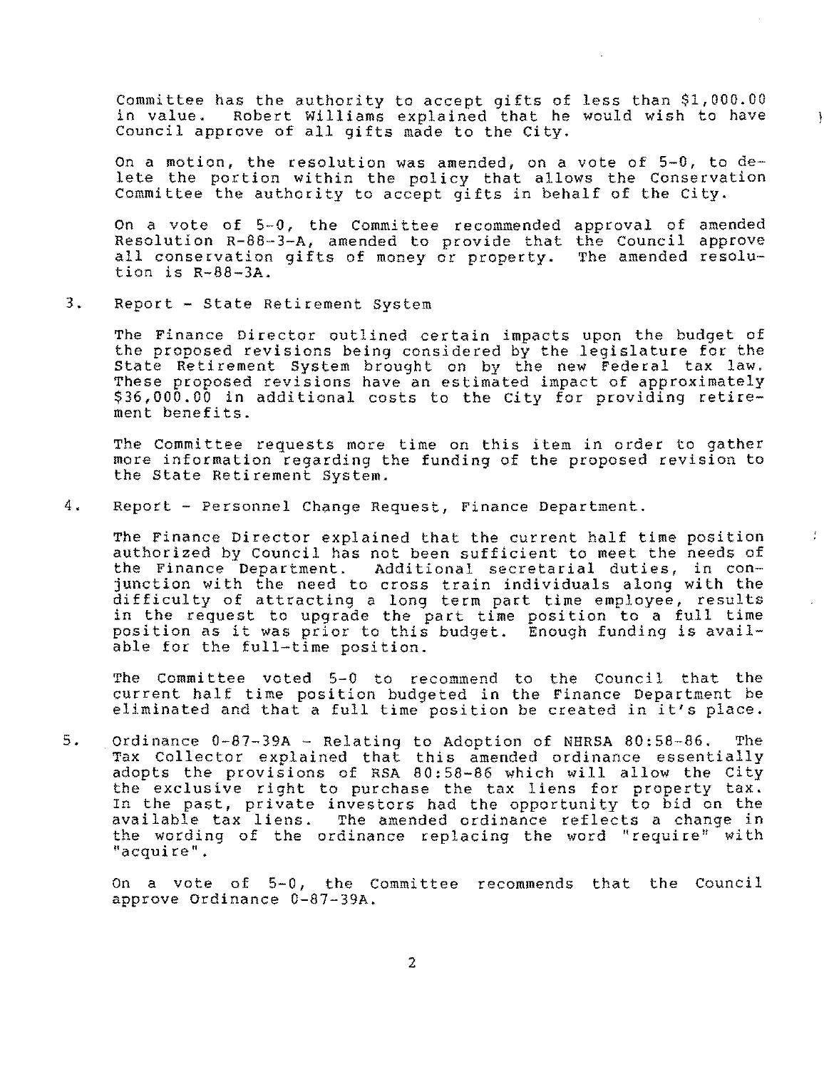Committee has the authority to accept gifts of less than $1,000.00 in value. Robert Williams explained that he would wish to have Council approve of all gifts made to the City.

On a motion, the resolution was amended, on a vote of 5-0, to delete the portion within the policy that allows the Conservation Committee the authority to accept gifts in behalf of the City.

On a vote of 5-0, the Committee recommended approval of amended Resolution R-88-3-A, amended to provide that the Council approve all conservation gifts of money or property. The amended resolution is R-88-3A.

3. Report - State Retirement System

   The Finance Director outlined certain impacts upon the budget of the proposed revisions being considered by the legislature for the State Retirement System brought on by the new Federal tax law. These proposed revisions have an estimated impact of approximately $36,000.00 in additional costs to the City for providing retirement benefits.

   The Committee requests more time on this item in order to gather more information regarding the funding of the proposed revision to the State Retirement System.

4. Report - Personnel Change Request, Finance Department.

   The Finance Director explained that the current half time position authorized by Council has not been sufficient to meet the needs of the Finance Department. Additional secretarial duties, in conjunction with the need to cross train individuals along with the difficulty of attracting a long term part time employee, results in the request to upgrade the part time position to a full time position as it was prior to this budget. Enough funding is available for the full-time position.

   The Committee voted 5-0 to recommend to the Council that the current half time position budgeted in the Finance Department be eliminated and that a full time position be created in it's place.

5. Ordinance O-87-39A - Relating to Adoption of NHRSA 80:58-86. The Tax Collector explained that this amended ordinance essentially adopts the provisions of RSA 80:58-86 which will allow the City the exclusive right to purchase the tax liens for property tax. In the past, private investors had the opportunity to bid on the available tax liens. The amended ordinance reflects a change in the wording of the ordinance replacing the word "require" with "acquire".

   On a vote of 5-0, the Committee recommends that the Council approve Ordinance O-87-39A.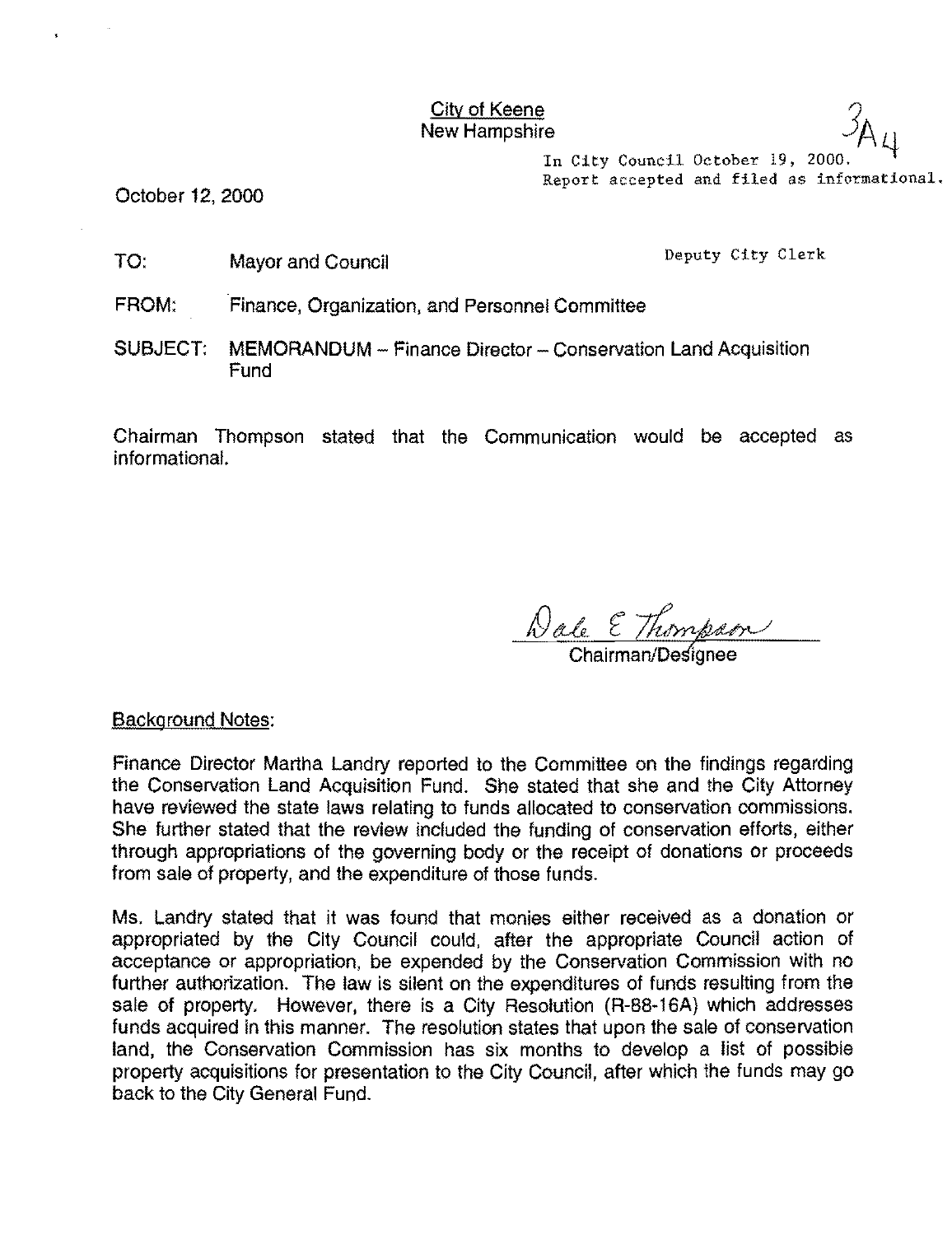City of Keene
New Hampshire

3A4

In City Council October 19, 2000.
Report accepted and filed as informational.

Deputy City Clerk

October 12, 2000

TO: Mayor and Council

FROM: Finance, Organization, and Personnel Committee

SUBJECT: MEMORANDUM – Finance Director – Conservation Land Acquisition Fund

Chairman Thompson stated that the Communication would be accepted as informational.

Dale E Thompson
Chairman/Designee

Background Notes:

Finance Director Martha Landry reported to the Committee on the findings regarding the Conservation Land Acquisition Fund. She stated that she and the City Attorney have reviewed the state laws relating to funds allocated to conservation commissions. She further stated that the review included the funding of conservation efforts, either through appropriations of the governing body or the receipt of donations or proceeds from sale of property, and the expenditure of those funds.

Ms. Landry stated that it was found that monies either received as a donation or appropriated by the City Council could, after the appropriate Council action of acceptance or appropriation, be expended by the Conservation Commission with no further authorization. The law is silent on the expenditures of funds resulting from the sale of property. However, there is a City Resolution (R-88-16A) which addresses funds acquired in this manner. The resolution states that upon the sale of conservation land, the Conservation Commission has six months to develop a list of possible property acquisitions for presentation to the City Council, after which the funds may go back to the City General Fund.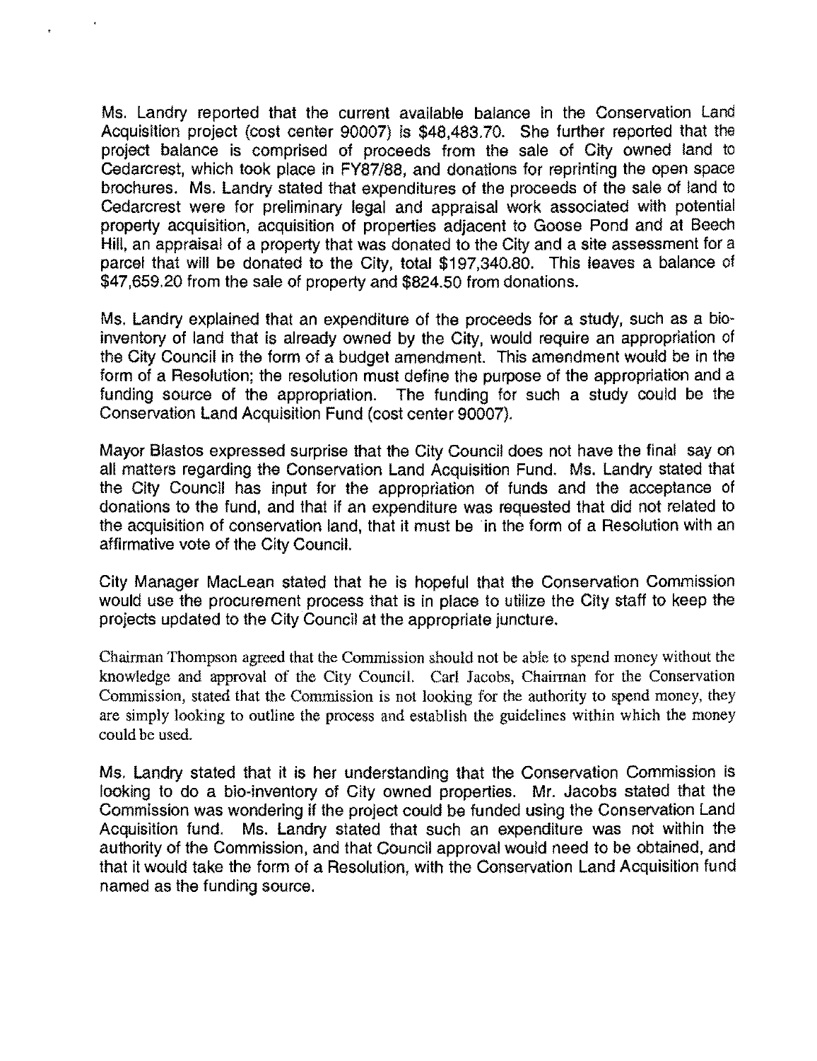Ms. Landry reported that the current available balance in the Conservation Land Acquisition project (cost center 90007) is $48,483.70. She further reported that the project balance is comprised of proceeds from the sale of City owned land to Cedarcrest, which took place in FY87/88, and donations for reprinting the open space brochures. Ms. Landry stated that expenditures of the proceeds of the sale of land to Cedarcrest were for preliminary legal and appraisal work associated with potential property acquisition, acquisition of properties adjacent to Goose Pond and at Beech Hill, an appraisal of a property that was donated to the City and a site assessment for a parcel that will be donated to the City, total $197,340.80. This leaves a balance of $47,659.20 from the sale of property and $824.50 from donations.

Ms. Landry explained that an expenditure of the proceeds for a study, such as a bio-inventory of land that is already owned by the City, would require an appropriation of the City Council in the form of a budget amendment. This amendment would be in the form of a Resolution; the resolution must define the purpose of the appropriation and a funding source of the appropriation. The funding for such a study could be the Conservation Land Acquisition Fund (cost center 90007).

Mayor Blastos expressed surprise that the City Council does not have the final say on all matters regarding the Conservation Land Acquisition Fund. Ms. Landry stated that the City Council has input for the appropriation of funds and the acceptance of donations to the fund, and that if an expenditure was requested that did not related to the acquisition of conservation land, that it must be in the form of a Resolution with an affirmative vote of the City Council.

City Manager MacLean stated that he is hopeful that the Conservation Commission would use the procurement process that is in place to utilize the City staff to keep the projects updated to the City Council at the appropriate juncture.

Chairman Thompson agreed that the Commission should not be able to spend money without the knowledge and approval of the City Council. Carl Jacobs, Chairman for the Conservation Commission, stated that the Commission is not looking for the authority to spend money, they are simply looking to outline the process and establish the guidelines within which the money could be used.

Ms. Landry stated that it is her understanding that the Conservation Commission is looking to do a bio-inventory of City owned properties. Mr. Jacobs stated that the Commission was wondering if the project could be funded using the Conservation Land Acquisition fund. Ms. Landry stated that such an expenditure was not within the authority of the Commission, and that Council approval would need to be obtained, and that it would take the form of a Resolution, with the Conservation Land Acquisition fund named as the funding source.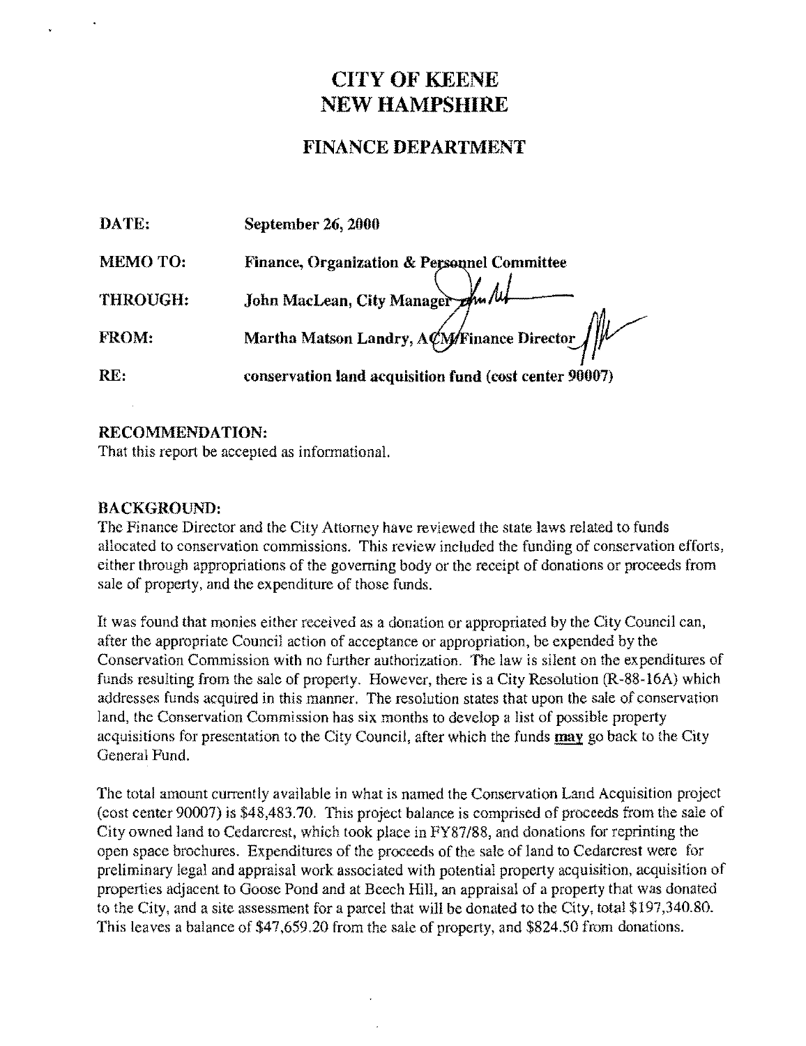# CITY OF KEENE
# NEW HAMPSHIRE

## FINANCE DEPARTMENT

| | |
|---|---|
| **DATE:** | **September 26, 2000** |
| **MEMO TO:** | **Finance, Organization & Personnel Committee** |
| **THROUGH:** | **John MacLean, City Manager** |
| **FROM:** | **Martha Matson Landry, ACM/Finance Director** |
| **RE:** | **conservation land acquisition fund (cost center 90007)** |

**RECOMMENDATION:**
That this report be accepted as informational.

**BACKGROUND:**
The Finance Director and the City Attorney have reviewed the state laws related to funds allocated to conservation commissions. This review included the funding of conservation efforts, either through appropriations of the governing body or the receipt of donations or proceeds from sale of property, and the expenditure of those funds.

It was found that monies either received as a donation or appropriated by the City Council can, after the appropriate Council action of acceptance or appropriation, be expended by the Conservation Commission with no further authorization. The law is silent on the expenditures of funds resulting from the sale of property. However, there is a City Resolution (R-88-16A) which addresses funds acquired in this manner. The resolution states that upon the sale of conservation land, the Conservation Commission has six months to develop a list of possible property acquisitions for presentation to the City Council, after which the funds <u>**may**</u> go back to the City General Fund.

The total amount currently available in what is named the Conservation Land Acquisition project (cost center 90007) is $48,483.70. This project balance is comprised of proceeds from the sale of City owned land to Cedarcrest, which took place in FY87/88, and donations for reprinting the open space brochures. Expenditures of the proceeds of the sale of land to Cedarcrest were for preliminary legal and appraisal work associated with potential property acquisition, acquisition of properties adjacent to Goose Pond and at Beech Hill, an appraisal of a property that was donated to the City, and a site assessment for a parcel that will be donated to the City, total $197,340.80. This leaves a balance of $47,659.20 from the sale of property, and $824.50 from donations.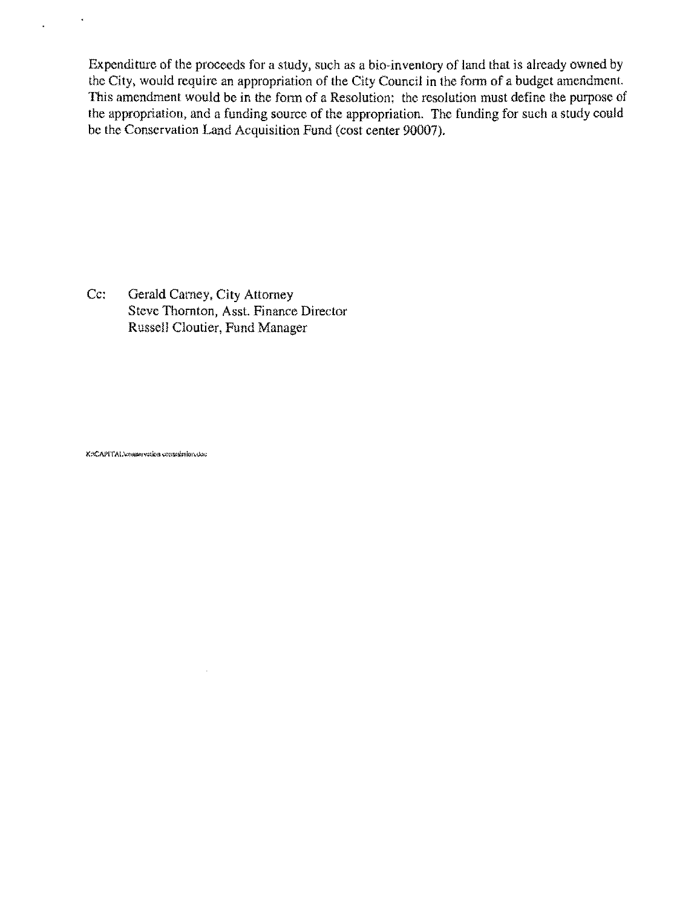Expenditure of the proceeds for a study, such as a bio-inventory of land that is already owned by the City, would require an appropriation of the City Council in the form of a budget amendment. This amendment would be in the form of a Resolution; the resolution must define the purpose of the appropriation, and a funding source of the appropriation. The funding for such a study could be the Conservation Land Acquisition Fund (cost center 90007).

Cc: Gerald Carney, City Attorney
Steve Thornton, Asst. Finance Director
Russell Cloutier, Fund Manager

K:\CAPITAL\conservation commission.doc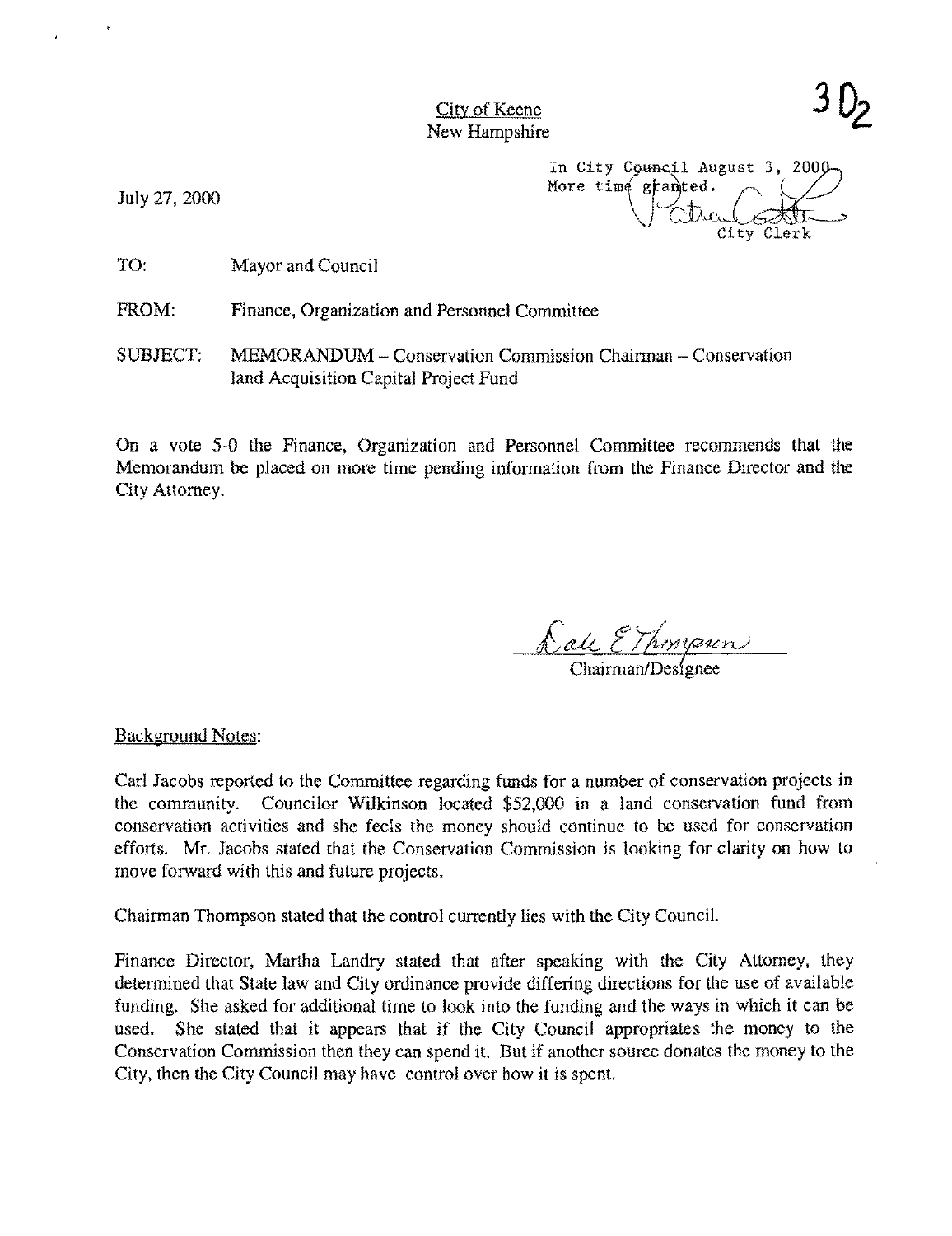City of Keene
New Hampshire

3 $O_2$

July 27, 2000

In City Council August 3, 2000
More time granted.
City Clerk

TO: Mayor and Council

FROM: Finance, Organization and Personnel Committee

SUBJECT: MEMORANDUM – Conservation Commission Chairman – Conservation land Acquisition Capital Project Fund

On a vote 5-0 the Finance, Organization and Personnel Committee recommends that the Memorandum be placed on more time pending information from the Finance Director and the City Attorney.

Dale E Thompson
Chairman/Designee

Background Notes:

Carl Jacobs reported to the Committee regarding funds for a number of conservation projects in the community. Councilor Wilkinson located $52,000 in a land conservation fund from conservation activities and she feels the money should continue to be used for conservation efforts. Mr. Jacobs stated that the Conservation Commission is looking for clarity on how to move forward with this and future projects.

Chairman Thompson stated that the control currently lies with the City Council.

Finance Director, Martha Landry stated that after speaking with the City Attorney, they determined that State law and City ordinance provide differing directions for the use of available funding. She asked for additional time to look into the funding and the ways in which it can be used. She stated that it appears that if the City Council appropriates the money to the Conservation Commission then they can spend it. But if another source donates the money to the City, then the City Council may have control over how it is spent.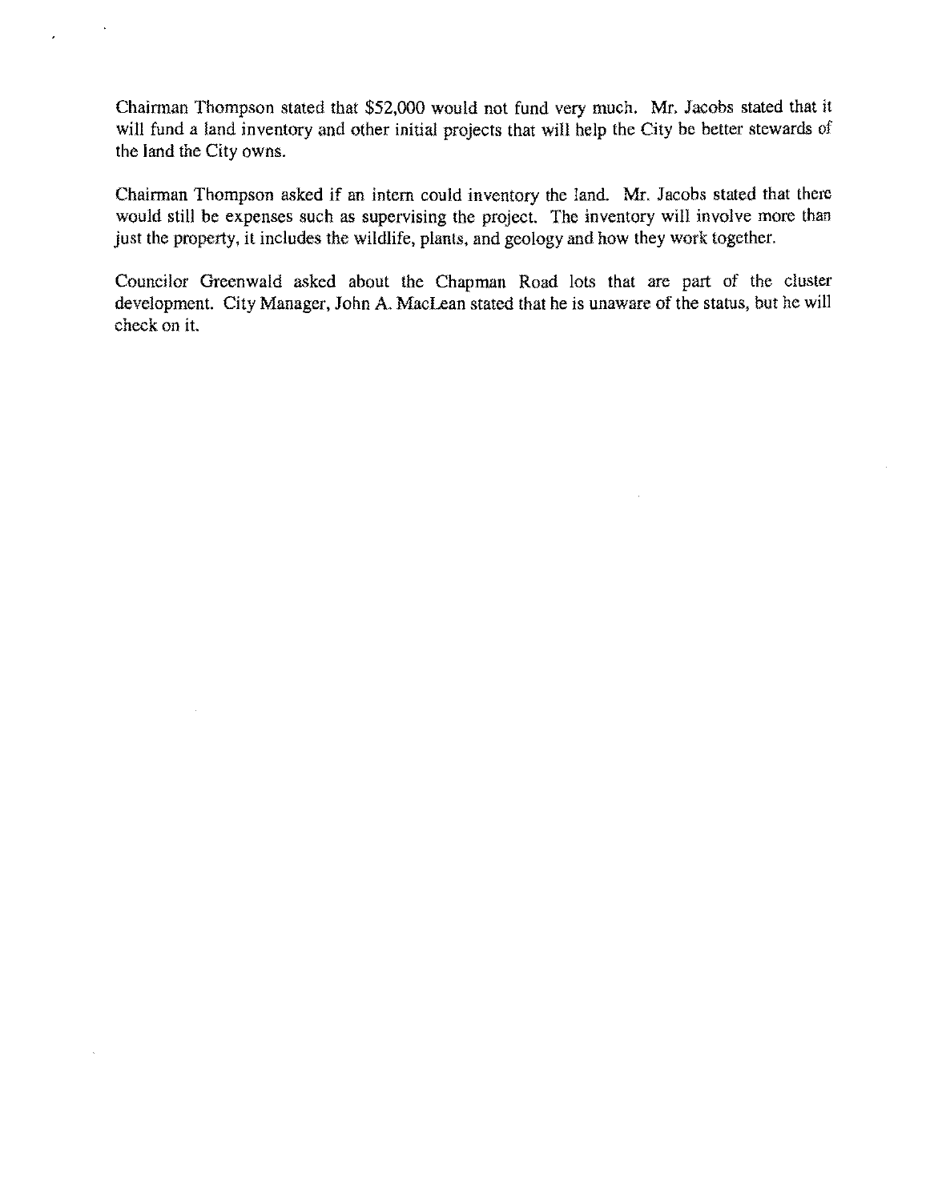Chairman Thompson stated that $52,000 would not fund very much. Mr. Jacobs stated that it will fund a land inventory and other initial projects that will help the City be better stewards of the land the City owns.

Chairman Thompson asked if an intern could inventory the land. Mr. Jacobs stated that there would still be expenses such as supervising the project. The inventory will involve more than just the property, it includes the wildlife, plants, and geology and how they work together.

Councilor Greenwald asked about the Chapman Road lots that are part of the cluster development. City Manager, John A. MacLean stated that he is unaware of the status, but he will check on it.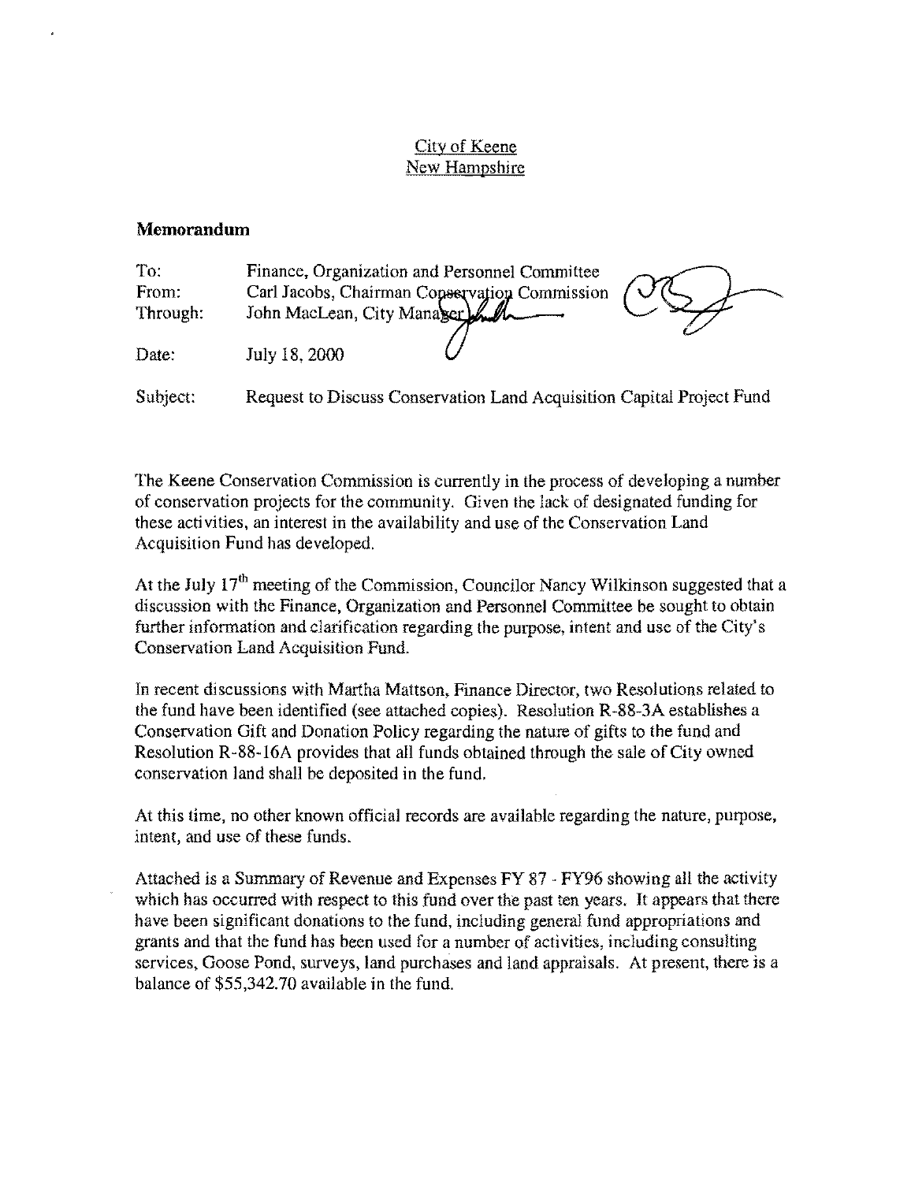City of Keene
New Hampshire

**Memorandum**

| | |
|---|---|
| To: | Finance, Organization and Personnel Committee |
| From: | Carl Jacobs, Chairman Conservation Commission |
| Through: | John MacLean, City Manager |
| Date: | July 18, 2000 |
| Subject: | Request to Discuss Conservation Land Acquisition Capital Project Fund |

The Keene Conservation Commission is currently in the process of developing a number of conservation projects for the community. Given the lack of designated funding for these activities, an interest in the availability and use of the Conservation Land Acquisition Fund has developed.

At the July 17th meeting of the Commission, Councilor Nancy Wilkinson suggested that a discussion with the Finance, Organization and Personnel Committee be sought to obtain further information and clarification regarding the purpose, intent and use of the City's Conservation Land Acquisition Fund.

In recent discussions with Martha Mattson, Finance Director, two Resolutions related to the fund have been identified (see attached copies). Resolution R-88-3A establishes a Conservation Gift and Donation Policy regarding the nature of gifts to the fund and Resolution R-88-16A provides that all funds obtained through the sale of City owned conservation land shall be deposited in the fund.

At this time, no other known official records are available regarding the nature, purpose, intent, and use of these funds.

Attached is a Summary of Revenue and Expenses FY 87 - FY96 showing all the activity which has occurred with respect to this fund over the past ten years. It appears that there have been significant donations to the fund, including general fund appropriations and grants and that the fund has been used for a number of activities, including consulting services, Goose Pond, surveys, land purchases and land appraisals. At present, there is a balance of $55,342.70 available in the fund.